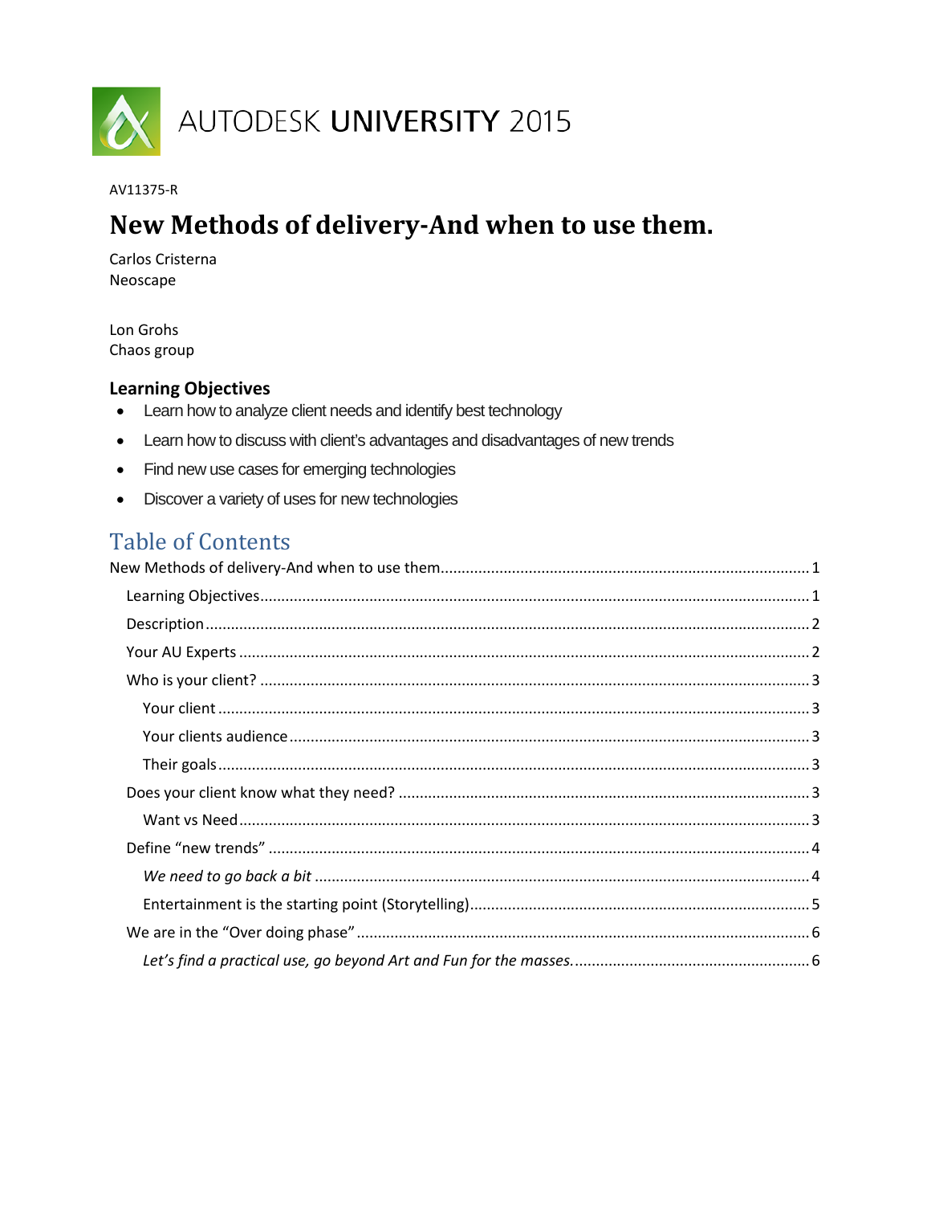AUTODESK UNIVERSITY 2015

AV11375-R

# New Methods of delivery-And when to use them.

Carlos Cristerna
Neoscape

Lon Grohs
Chaos group

### Learning Objectives

- Learn how to analyze client needs and identify best technology
- Learn how to discuss with client's advantages and disadvantages of new trends
- Find new use cases for emerging technologies
- Discover a variety of uses for new technologies

## Table of Contents

New Methods of delivery-And when to use them....... 1
- Learning Objectives....... 1
- Description....... 2
- Your AU Experts....... 2
- Who is your client?....... 3
  - Your client....... 3
  - Your clients audience....... 3
  - Their goals....... 3
- Does your client know what they need?....... 3
  - Want vs Need....... 3
- Define "new trends"....... 4
  - *We need to go back a bit*....... 4
  - Entertainment is the starting point (Storytelling)....... 5
- We are in the "Over doing phase"....... 6
  - *Let's find a practical use, go beyond Art and Fun for the masses.*....... 6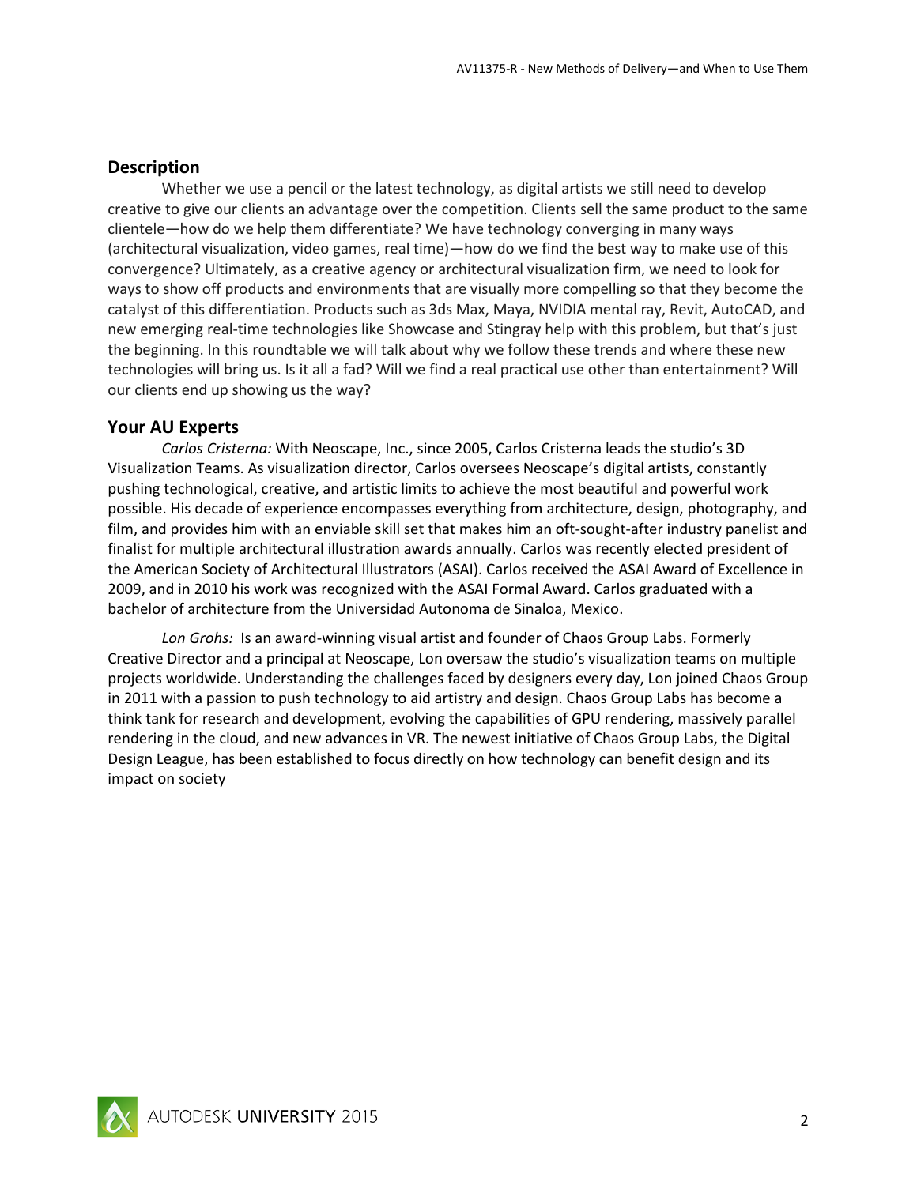## Description

Whether we use a pencil or the latest technology, as digital artists we still need to develop creative to give our clients an advantage over the competition. Clients sell the same product to the same clientele—how do we help them differentiate? We have technology converging in many ways (architectural visualization, video games, real time)—how do we find the best way to make use of this convergence? Ultimately, as a creative agency or architectural visualization firm, we need to look for ways to show off products and environments that are visually more compelling so that they become the catalyst of this differentiation. Products such as 3ds Max, Maya, NVIDIA mental ray, Revit, AutoCAD, and new emerging real-time technologies like Showcase and Stingray help with this problem, but that's just the beginning. In this roundtable we will talk about why we follow these trends and where these new technologies will bring us. Is it all a fad? Will we find a real practical use other than entertainment? Will our clients end up showing us the way?

## Your AU Experts

*Carlos Cristerna:* With Neoscape, Inc., since 2005, Carlos Cristerna leads the studio's 3D Visualization Teams. As visualization director, Carlos oversees Neoscape's digital artists, constantly pushing technological, creative, and artistic limits to achieve the most beautiful and powerful work possible. His decade of experience encompasses everything from architecture, design, photography, and film, and provides him with an enviable skill set that makes him an oft-sought-after industry panelist and finalist for multiple architectural illustration awards annually. Carlos was recently elected president of the American Society of Architectural Illustrators (ASAI). Carlos received the ASAI Award of Excellence in 2009, and in 2010 his work was recognized with the ASAI Formal Award. Carlos graduated with a bachelor of architecture from the Universidad Autonoma de Sinaloa, Mexico.

*Lon Grohs:* Is an award-winning visual artist and founder of Chaos Group Labs. Formerly Creative Director and a principal at Neoscape, Lon oversaw the studio's visualization teams on multiple projects worldwide. Understanding the challenges faced by designers every day, Lon joined Chaos Group in 2011 with a passion to push technology to aid artistry and design. Chaos Group Labs has become a think tank for research and development, evolving the capabilities of GPU rendering, massively parallel rendering in the cloud, and new advances in VR. The newest initiative of Chaos Group Labs, the Digital Design League, has been established to focus directly on how technology can benefit design and its impact on society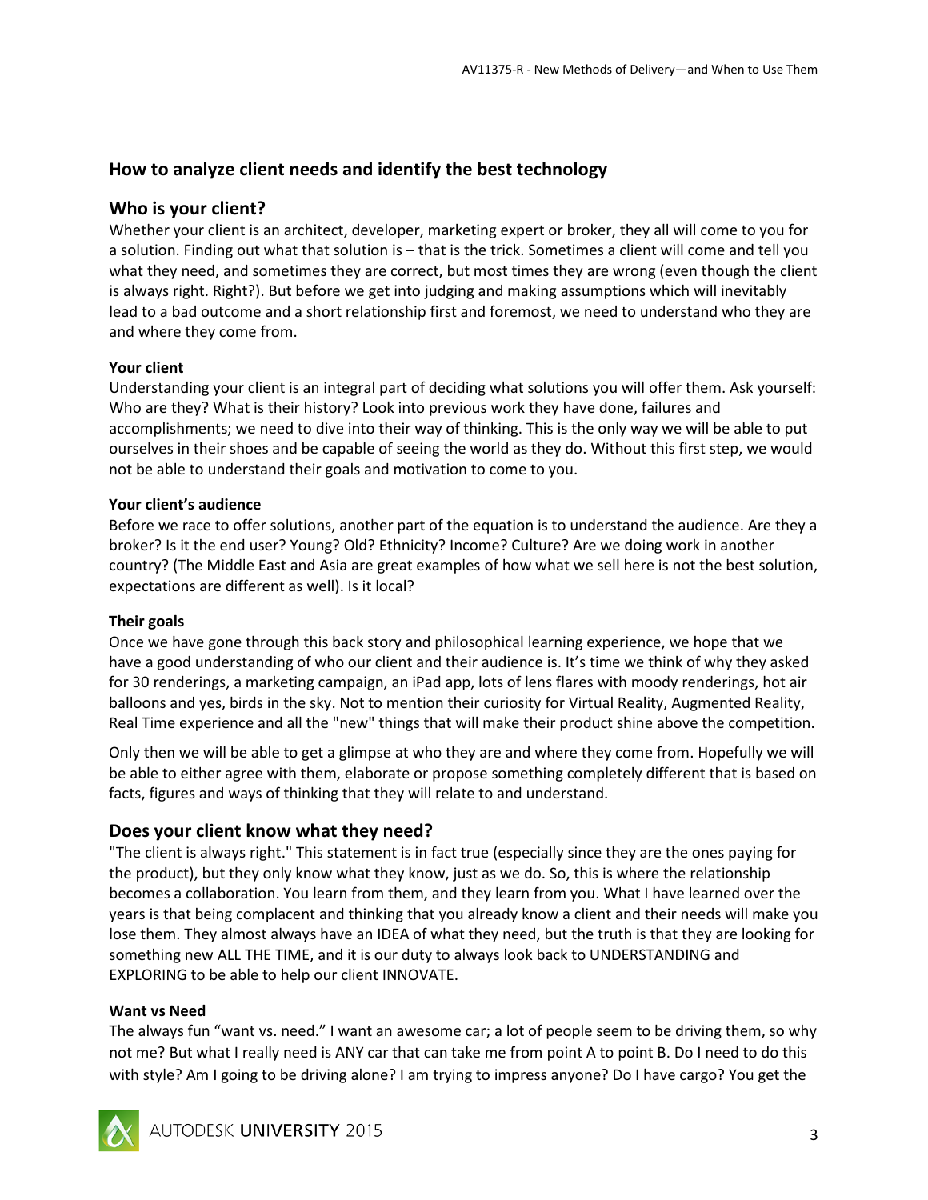## How to analyze client needs and identify the best technology

### Who is your client?

Whether your client is an architect, developer, marketing expert or broker, they all will come to you for a solution. Finding out what that solution is – that is the trick. Sometimes a client will come and tell you what they need, and sometimes they are correct, but most times they are wrong (even though the client is always right. Right?). But before we get into judging and making assumptions which will inevitably lead to a bad outcome and a short relationship first and foremost, we need to understand who they are and where they come from.

#### Your client

Understanding your client is an integral part of deciding what solutions you will offer them. Ask yourself: Who are they? What is their history? Look into previous work they have done, failures and accomplishments; we need to dive into their way of thinking. This is the only way we will be able to put ourselves in their shoes and be capable of seeing the world as they do. Without this first step, we would not be able to understand their goals and motivation to come to you.

#### Your client's audience

Before we race to offer solutions, another part of the equation is to understand the audience. Are they a broker? Is it the end user? Young? Old? Ethnicity? Income? Culture? Are we doing work in another country? (The Middle East and Asia are great examples of how what we sell here is not the best solution, expectations are different as well). Is it local?

#### Their goals

Once we have gone through this back story and philosophical learning experience, we hope that we have a good understanding of who our client and their audience is. It's time we think of why they asked for 30 renderings, a marketing campaign, an iPad app, lots of lens flares with moody renderings, hot air balloons and yes, birds in the sky. Not to mention their curiosity for Virtual Reality, Augmented Reality, Real Time experience and all the "new" things that will make their product shine above the competition.

Only then we will be able to get a glimpse at who they are and where they come from. Hopefully we will be able to either agree with them, elaborate or propose something completely different that is based on facts, figures and ways of thinking that they will relate to and understand.

### Does your client know what they need?

"The client is always right." This statement is in fact true (especially since they are the ones paying for the product), but they only know what they know, just as we do. So, this is where the relationship becomes a collaboration. You learn from them, and they learn from you. What I have learned over the years is that being complacent and thinking that you already know a client and their needs will make you lose them. They almost always have an IDEA of what they need, but the truth is that they are looking for something new ALL THE TIME, and it is our duty to always look back to UNDERSTANDING and EXPLORING to be able to help our client INNOVATE.

#### Want vs Need

The always fun "want vs. need." I want an awesome car; a lot of people seem to be driving them, so why not me? But what I really need is ANY car that can take me from point A to point B. Do I need to do this with style? Am I going to be driving alone? I am trying to impress anyone? Do I have cargo? You get the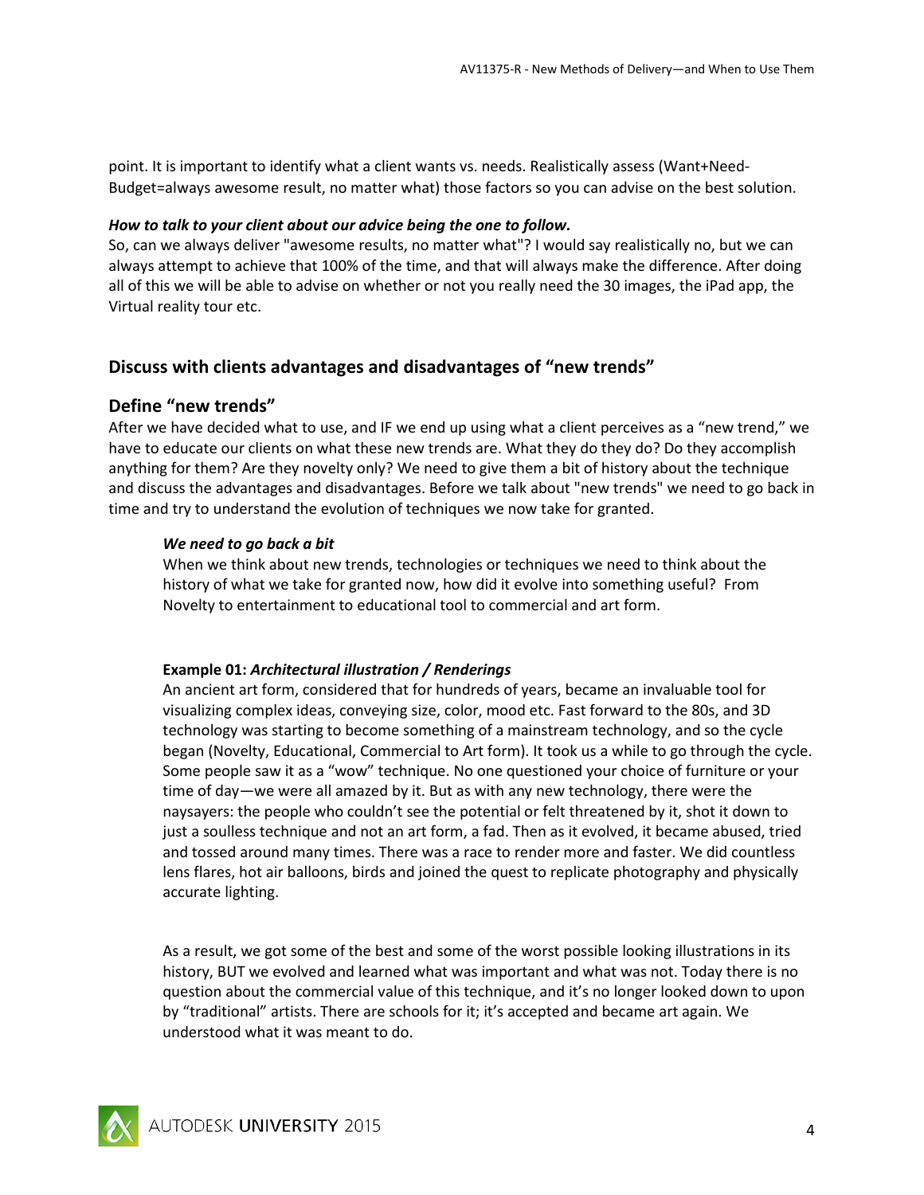point. It is important to identify what a client wants vs. needs. Realistically assess (Want+Need-Budget=always awesome result, no matter what) those factors so you can advise on the best solution.

***How to talk to your client about our advice being the one to follow.***

So, can we always deliver "awesome results, no matter what"? I would say realistically no, but we can always attempt to achieve that 100% of the time, and that will always make the difference. After doing all of this we will be able to advise on whether or not you really need the 30 images, the iPad app, the Virtual reality tour etc.

## Discuss with clients advantages and disadvantages of "new trends"

## Define "new trends"

After we have decided what to use, and IF we end up using what a client perceives as a "new trend," we have to educate our clients on what these new trends are. What they do they do? Do they accomplish anything for them? Are they novelty only? We need to give them a bit of history about the technique and discuss the advantages and disadvantages. Before we talk about "new trends" we need to go back in time and try to understand the evolution of techniques we now take for granted.

***We need to go back a bit***

When we think about new trends, technologies or techniques we need to think about the history of what we take for granted now, how did it evolve into something useful? From Novelty to entertainment to educational tool to commercial and art form.

**Example 01:** ***Architectural illustration / Renderings***

An ancient art form, considered that for hundreds of years, became an invaluable tool for visualizing complex ideas, conveying size, color, mood etc. Fast forward to the 80s, and 3D technology was starting to become something of a mainstream technology, and so the cycle began (Novelty, Educational, Commercial to Art form). It took us a while to go through the cycle. Some people saw it as a "wow" technique. No one questioned your choice of furniture or your time of day—we were all amazed by it. But as with any new technology, there were the naysayers: the people who couldn't see the potential or felt threatened by it, shot it down to just a soulless technique and not an art form, a fad. Then as it evolved, it became abused, tried and tossed around many times. There was a race to render more and faster. We did countless lens flares, hot air balloons, birds and joined the quest to replicate photography and physically accurate lighting.

As a result, we got some of the best and some of the worst possible looking illustrations in its history, BUT we evolved and learned what was important and what was not. Today there is no question about the commercial value of this technique, and it's no longer looked down to upon by "traditional" artists. There are schools for it; it's accepted and became art again. We understood what it was meant to do.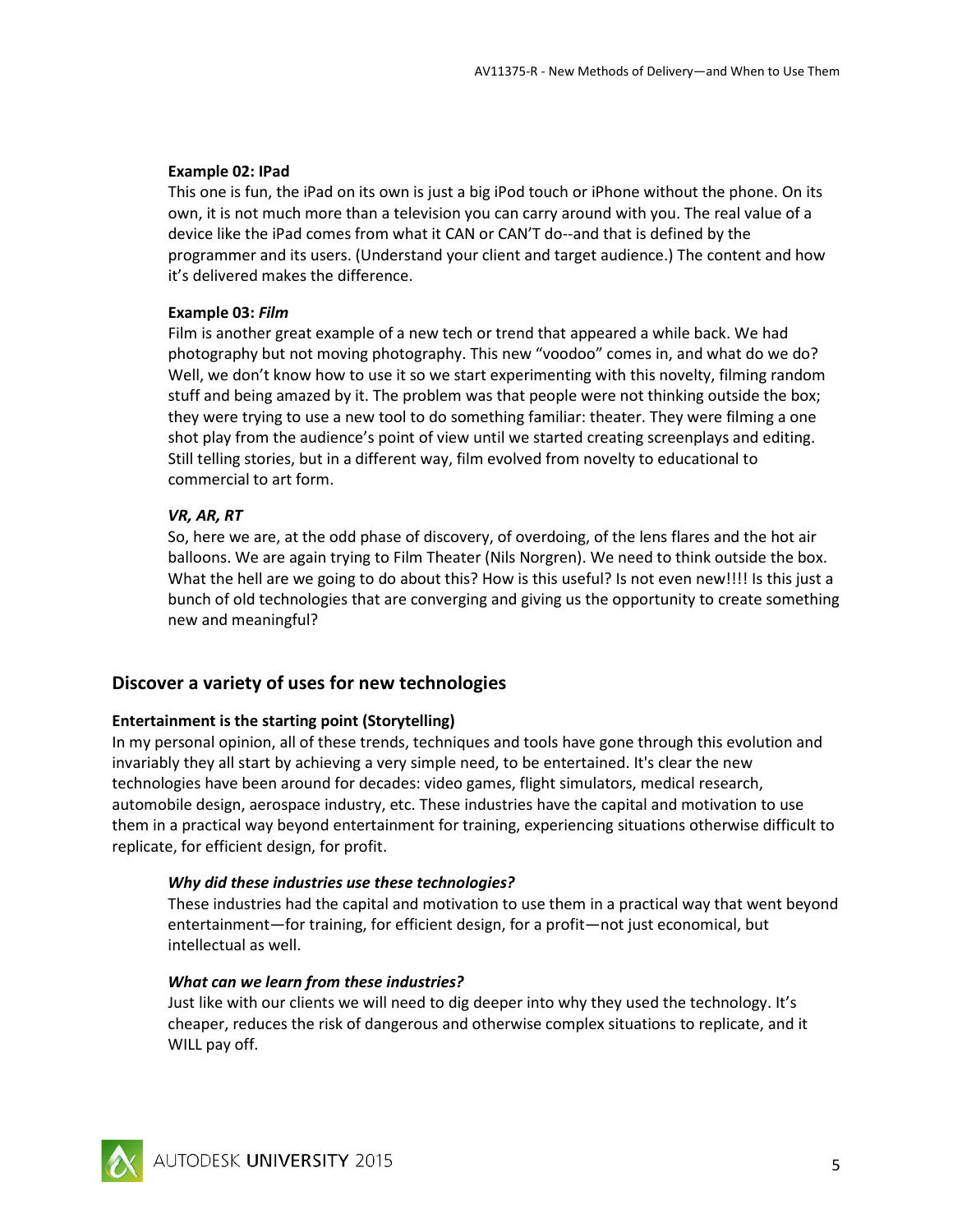**Example 02: IPad**

This one is fun, the iPad on its own is just a big iPod touch or iPhone without the phone. On its own, it is not much more than a television you can carry around with you. The real value of a device like the iPad comes from what it CAN or CAN'T do--and that is defined by the programmer and its users. (Understand your client and target audience.) The content and how it's delivered makes the difference.

**Example 03: *Film***

Film is another great example of a new tech or trend that appeared a while back. We had photography but not moving photography. This new "voodoo" comes in, and what do we do? Well, we don't know how to use it so we start experimenting with this novelty, filming random stuff and being amazed by it. The problem was that people were not thinking outside the box; they were trying to use a new tool to do something familiar: theater. They were filming a one shot play from the audience's point of view until we started creating screenplays and editing. Still telling stories, but in a different way, film evolved from novelty to educational to commercial to art form.

***VR, AR, RT***

So, here we are, at the odd phase of discovery, of overdoing, of the lens flares and the hot air balloons. We are again trying to Film Theater (Nils Norgren). We need to think outside the box. What the hell are we going to do about this? How is this useful? Is not even new!!!! Is this just a bunch of old technologies that are converging and giving us the opportunity to create something new and meaningful?

## Discover a variety of uses for new technologies

### Entertainment is the starting point (Storytelling)

In my personal opinion, all of these trends, techniques and tools have gone through this evolution and invariably they all start by achieving a very simple need, to be entertained. It's clear the new technologies have been around for decades: video games, flight simulators, medical research, automobile design, aerospace industry, etc. These industries have the capital and motivation to use them in a practical way beyond entertainment for training, experiencing situations otherwise difficult to replicate, for efficient design, for profit.

***Why did these industries use these technologies?***

These industries had the capital and motivation to use them in a practical way that went beyond entertainment—for training, for efficient design, for a profit—not just economical, but intellectual as well.

***What can we learn from these industries?***

Just like with our clients we will need to dig deeper into why they used the technology. It's cheaper, reduces the risk of dangerous and otherwise complex situations to replicate, and it WILL pay off.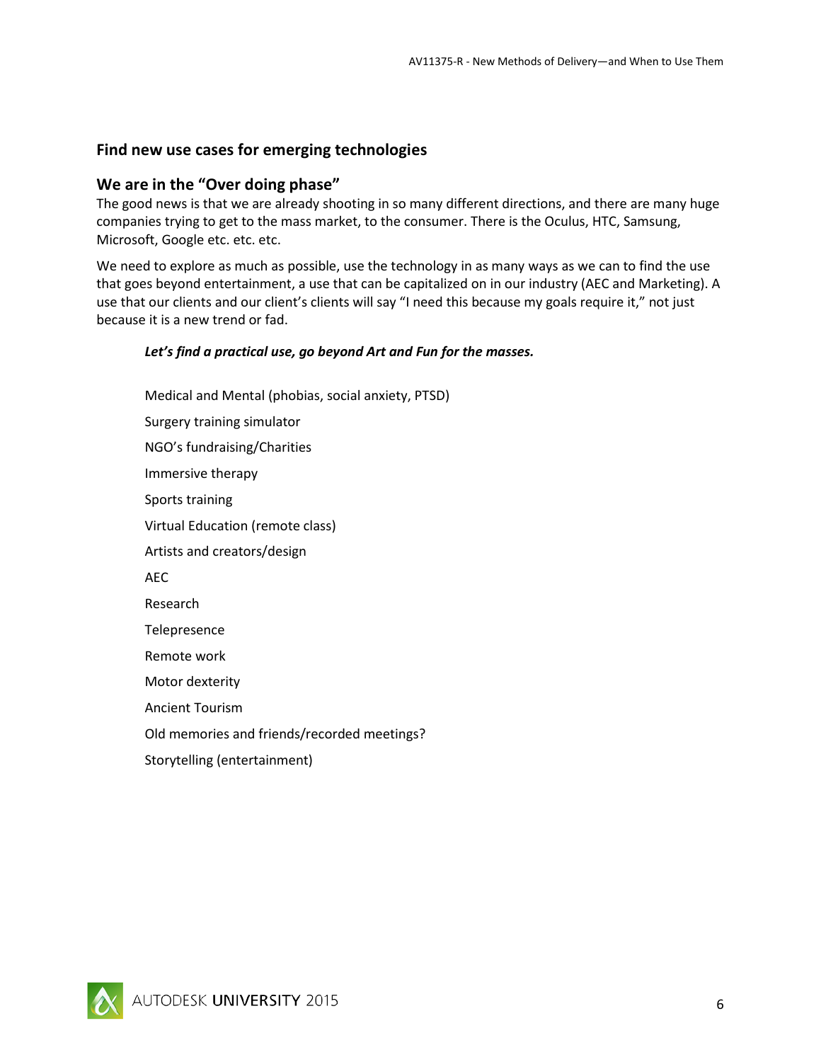## Find new use cases for emerging technologies

## We are in the "Over doing phase"

The good news is that we are already shooting in so many different directions, and there are many huge companies trying to get to the mass market, to the consumer. There is the Oculus, HTC, Samsung, Microsoft, Google etc. etc. etc.

We need to explore as much as possible, use the technology in as many ways as we can to find the use that goes beyond entertainment, a use that can be capitalized on in our industry (AEC and Marketing). A use that our clients and our client's clients will say "I need this because my goals require it," not just because it is a new trend or fad.

***Let's find a practical use, go beyond Art and Fun for the masses.***

- Medical and Mental (phobias, social anxiety, PTSD)
- Surgery training simulator
- NGO's fundraising/Charities
- Immersive therapy
- Sports training
- Virtual Education (remote class)
- Artists and creators/design
- AEC
- Research
- Telepresence
- Remote work
- Motor dexterity
- Ancient Tourism
- Old memories and friends/recorded meetings?
- Storytelling (entertainment)